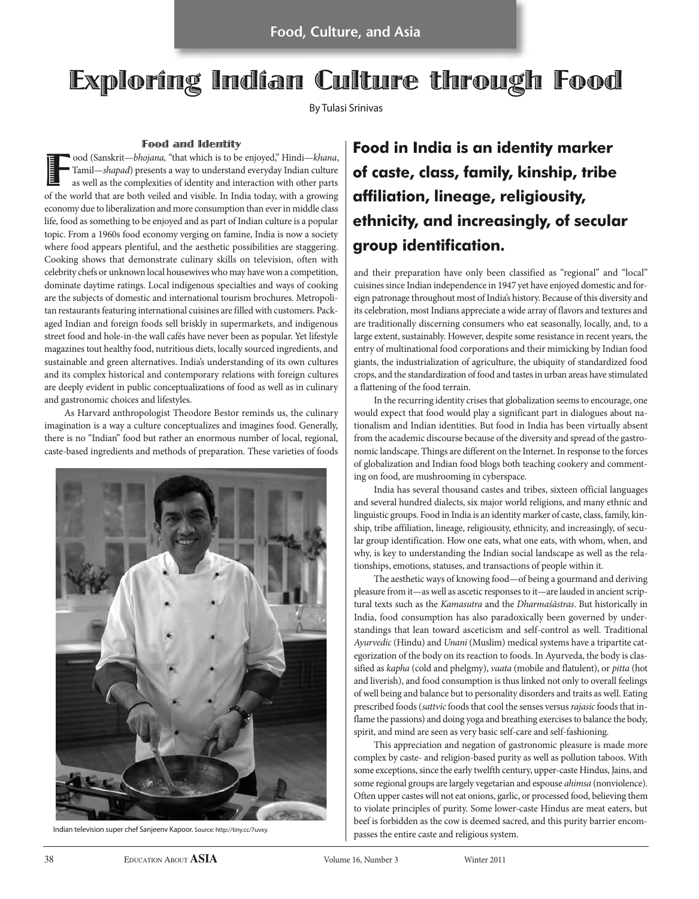Food, Culture, and Asia

# Exploring Indian Culture through Food

By Tulasi Srinivas

## Food and Identity

Food (Sanskrit—*bhojana*, "that which is to be enjoyed," Hindi—*khana*, Tamil—*shapad*) presents a way to understand everyday Indian culture as well as the complexities of identity and interaction with other parts of the world that are both veiled and visible. In India today, with a growing economy due to liberalization and more consumption than ever in middle class life, food as something to be enjoyed and as part of Indian culture is a popular topic. From a 1960s food economy verging on famine, India is now a society where food appears plentiful, and the aesthetic possibilities are staggering. Cooking shows that demonstrate culinary skills on television, often with celebrity chefs or unknown local housewives who may have won a competition, dominate daytime ratings. Local indigenous specialties and ways of cooking are the subjects of domestic and international tourism brochures. Metropolitan restaurants featuring international cuisines are filled with customers. Packaged Indian and foreign foods sell briskly in supermarkets, and indigenous street food and hole-in-the wall cafés have never been as popular. Yet lifestyle magazines tout healthy food, nutritious diets, locally sourced ingredients, and sustainable and green alternatives. India's understanding of its own cultures and its complex historical and contemporary relations with foreign cultures are deeply evident in public conceptualizations of food as well as in culinary and gastronomic choices and lifestyles.

As Harvard anthropologist Theodore Bestor reminds us, the culinary imagination is a way a culture conceptualizes and imagines food. Generally, there is no "Indian" food but rather an enormous number of local, regional, caste-based ingredients and methods of preparation. These varieties of foods and their preparation have only been classified as "regional" and "local" cuisines since Indian independence in 1947 yet have enjoyed domestic and foreign patronage throughout most of India's history. Because of this diversity and its celebration, most Indians appreciate a wide array of flavors and textures and are traditionally discerning consumers who eat seasonally, locally, and, to a large extent, sustainably. However, despite some resistance in recent years, the entry of multinational food corporations and their mimicking by Indian food giants, the industrialization of agriculture, the ubiquity of standardized food crops, and the standardization of food and tastes in urban areas have stimulated a flattening of the food terrain.

Indian television super chef Sanjeenv Kapoor. Source: http://tiny.cc/7uvxy.

**Food in India is an identity marker of caste, class, family, kinship, tribe affiliation, lineage, religiousity, ethnicity, and increasingly, of secular group identification.**

In the recurring identity crises that globalization seems to encourage, one would expect that food would play a significant part in dialogues about nationalism and Indian identities. But food in India has been virtually absent from the academic discourse because of the diversity and spread of the gastronomic landscape. Things are different on the Internet. In response to the forces of globalization and Indian food blogs both teaching cookery and commenting on food, are mushrooming in cyberspace.

India has several thousand castes and tribes, sixteen official languages and several hundred dialects, six major world religions, and many ethnic and linguistic groups. Food in India is an identity marker of caste, class, family, kinship, tribe affiliation, lineage, religiousity, ethnicity, and increasingly, of secular group identification. How one eats, what one eats, with whom, when, and why, is key to understanding the Indian social landscape as well as the relationships, emotions, statuses, and transactions of people within it.

The aesthetic ways of knowing food—of being a gourmand and deriving pleasure from it—as well as ascetic responses to it—are lauded in ancient scriptural texts such as the *Kamasutra* and the *Dharmaśāstras*. But historically in India, food consumption has also paradoxically been governed by understandings that lean toward asceticism and self-control as well. Traditional *Ayurvedic* (Hindu) and *Unani* (Muslim) medical systems have a tripartite categorization of the body on its reaction to foods. In Ayurveda, the body is classified as *kapha* (cold and phelgmy), *vaata* (mobile and flatulent), or *pitta* (hot and liverish), and food consumption is thus linked not only to overall feelings of well being and balance but to personality disorders and traits as well. Eating prescribed foods (*sattvic* foods that cool the senses versus *rajasic* foods that inflame the passions) and doing yoga and breathing exercises to balance the body, spirit, and mind are seen as very basic self-care and self-fashioning.

This appreciation and negation of gastronomic pleasure is made more complex by caste- and religion-based purity as well as pollution taboos. With some exceptions, since the early twelfth century, upper-caste Hindus, Jains, and some regional groups are largely vegetarian and espouse *ahimsa* (nonviolence). Often upper castes will not eat onions, garlic, or processed food, believing them to violate principles of purity. Some lower-caste Hindus are meat eaters, but beef is forbidden as the cow is deemed sacred, and this purity barrier encompasses the entire caste and religious system.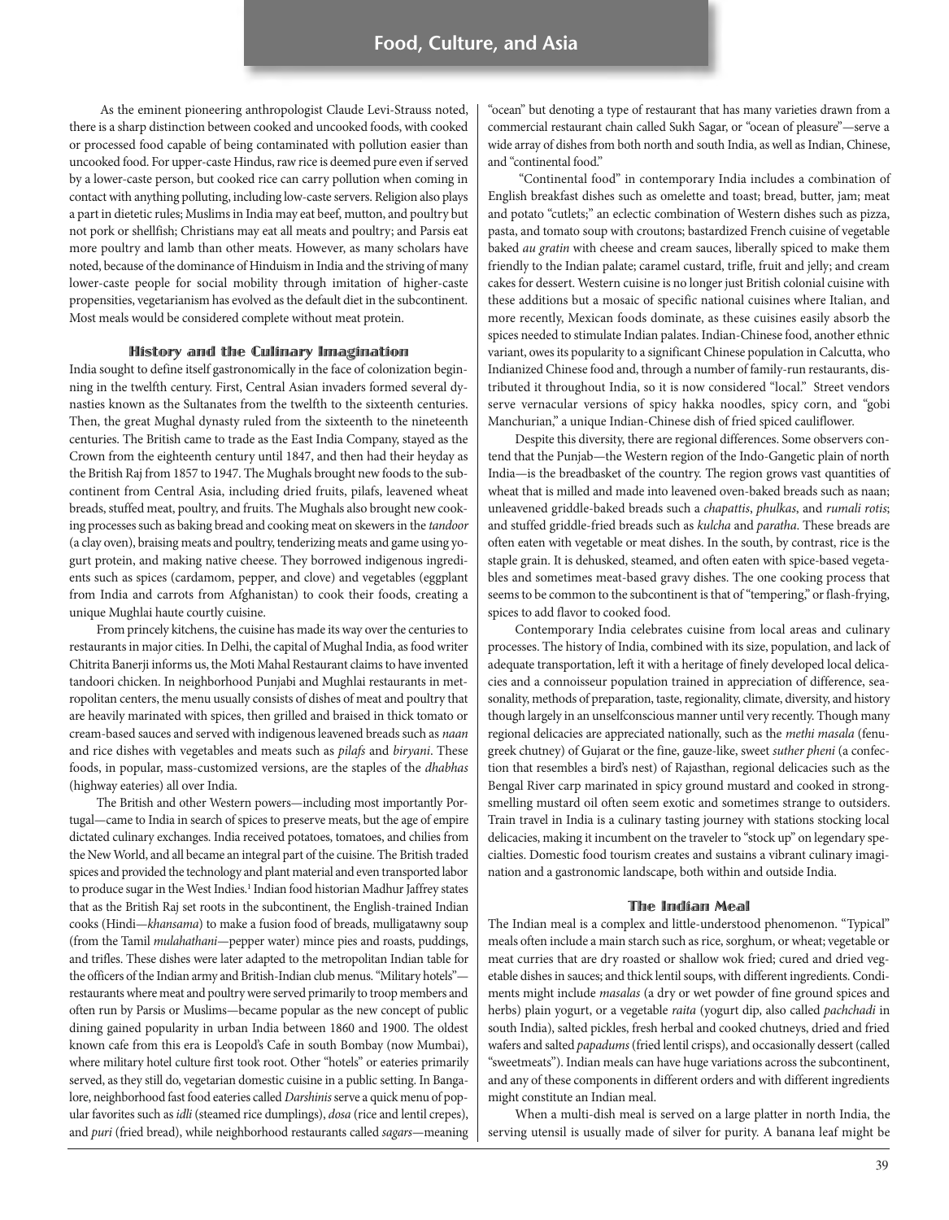As the eminent pioneering anthropologist Claude Levi-Strauss noted, there is a sharp distinction between cooked and uncooked foods, with cooked or processed food capable of being contaminated with pollution easier than uncooked food. For upper-caste Hindus, raw rice is deemed pure even if served by a lower-caste person, but cooked rice can carry pollution when coming in contact with anything polluting, including low-caste servers. Religion also plays a part in dietetic rules; Muslims in India may eat beef, mutton, and poultry but not pork or shellfish; Christians may eat all meats and poultry; and Parsis eat more poultry and lamb than other meats. However, as many scholars have noted, because of the dominance of Hinduism in India and the striving of many lower-caste people for social mobility through imitation of higher-caste propensities, vegetarianism has evolved as the default diet in the subcontinent. Most meals would be considered complete without meat protein.

## History and the Culinary Imagination

India sought to define itself gastronomically in the face of colonization beginning in the twelfth century. First, Central Asian invaders formed several dynasties known as the Sultanates from the twelfth to the sixteenth centuries. Then, the great Mughal dynasty ruled from the sixteenth to the nineteenth centuries. The British came to trade as the East India Company, stayed as the Crown from the eighteenth century until 1847, and then had their heyday as the British Raj from 1857 to 1947. The Mughals brought new foods to the subcontinent from Central Asia, including dried fruits, pilafs, leavened wheat breads, stuffed meat, poultry, and fruits. The Mughals also brought new cooking processes such as baking bread and cooking meat on skewers in the *tandoor* (a clay oven), braising meats and poultry, tenderizing meats and game using yogurt protein, and making native cheese. They borrowed indigenous ingredients such as spices (cardamom, pepper, and clove) and vegetables (eggplant from India and carrots from Afghanistan) to cook their foods, creating a unique Mughlai haute courtly cuisine.

From princely kitchens, the cuisine has made its way over the centuries to restaurants in major cities. In Delhi, the capital of Mughal India, as food writer Chitrita Banerji informs us, the Moti Mahal Restaurant claims to have invented tandoori chicken. In neighborhood Punjabi and Mughlai restaurants in metropolitan centers, the menu usually consists of dishes of meat and poultry that are heavily marinated with spices, then grilled and braised in thick tomato or cream-based sauces and served with indigenous leavened breads such as *naan* and rice dishes with vegetables and meats such as *pilafs* and *biryani*. These foods, in popular, mass-customized versions, are the staples of the *dhabhas* (highway eateries) all over India.

The British and other Western powers—including most importantly Portugal—came to India in search of spices to preserve meats, but the age of empire dictated culinary exchanges. India received potatoes, tomatoes, and chilies from the New World, and all became an integral part of the cuisine. The British traded spices and provided the technology and plant material and even transported labor to produce sugar in the West Indies.[1] Indian food historian Madhur Jaffrey states that as the British Raj set roots in the subcontinent, the English-trained Indian cooks (Hindi—*khansama*) to make a fusion food of breads, mulligatawny soup (from the Tamil *mulahathani*—pepper water) mince pies and roasts, puddings, and trifles. These dishes were later adapted to the metropolitan Indian table for the officers of the Indian army and British-Indian club menus. "Military hotels"—restaurants where meat and poultry were served primarily to troop members and often run by Parsis or Muslims—became popular as the new concept of public dining gained popularity in urban India between 1860 and 1900. The oldest known cafe from this era is Leopold's Cafe in south Bombay (now Mumbai), where military hotel culture first took root. Other "hotels" or eateries primarily served, as they still do, vegetarian domestic cuisine in a public setting. In Bangalore, neighborhood fast food eateries called *Darshinis* serve a quick menu of popular favorites such as *idli* (steamed rice dumplings), *dosa* (rice and lentil crepes), and *puri* (fried bread), while neighborhood restaurants called *sagars*—meaning "ocean" but denoting a type of restaurant that has many varieties drawn from a commercial restaurant chain called Sukh Sagar, or "ocean of pleasure"—serve a wide array of dishes from both north and south India, as well as Indian, Chinese, and "continental food."

"Continental food" in contemporary India includes a combination of English breakfast dishes such as omelette and toast; bread, butter, jam; meat and potato "cutlets;" an eclectic combination of Western dishes such as pizza, pasta, and tomato soup with croutons; bastardized French cuisine of vegetable baked *au gratin* with cheese and cream sauces, liberally spiced to make them friendly to the Indian palate; caramel custard, trifle, fruit and jelly; and cream cakes for dessert. Western cuisine is no longer just British colonial cuisine with these additions but a mosaic of specific national cuisines where Italian, and more recently, Mexican foods dominate, as these cuisines easily absorb the spices needed to stimulate Indian palates. Indian-Chinese food, another ethnic variant, owes its popularity to a significant Chinese population in Calcutta, who Indianized Chinese food and, through a number of family-run restaurants, distributed it throughout India, so it is now considered "local." Street vendors serve vernacular versions of spicy hakka noodles, spicy corn, and "gobi Manchurian," a unique Indian-Chinese dish of fried spiced cauliflower.

Despite this diversity, there are regional differences. Some observers contend that the Punjab—the Western region of the Indo-Gangetic plain of north India—is the breadbasket of the country. The region grows vast quantities of wheat that is milled and made into leavened oven-baked breads such as naan; unleavened griddle-baked breads such a *chapattis*, *phulkas*, and *rumali rotis*; and stuffed griddle-fried breads such as *kulcha* and *paratha*. These breads are often eaten with vegetable or meat dishes. In the south, by contrast, rice is the staple grain. It is dehusked, steamed, and often eaten with spice-based vegetables and sometimes meat-based gravy dishes. The one cooking process that seems to be common to the subcontinent is that of "tempering," or flash-frying, spices to add flavor to cooked food.

Contemporary India celebrates cuisine from local areas and culinary processes. The history of India, combined with its size, population, and lack of adequate transportation, left it with a heritage of finely developed local delicacies and a connoisseur population trained in appreciation of difference, seasonality, methods of preparation, taste, regionality, climate, diversity, and history though largely in an unselfconscious manner until very recently. Though many regional delicacies are appreciated nationally, such as the *methi masala* (fenugreek chutney) of Gujarat or the fine, gauze-like, sweet *suther pheni* (a confection that resembles a bird's nest) of Rajasthan, regional delicacies such as the Bengal River carp marinated in spicy ground mustard and cooked in strong-smelling mustard oil often seem exotic and sometimes strange to outsiders. Train travel in India is a culinary tasting journey with stations stocking local delicacies, making it incumbent on the traveler to "stock up" on legendary specialties. Domestic food tourism creates and sustains a vibrant culinary imagination and a gastronomic landscape, both within and outside India.

## The Indian Meal

The Indian meal is a complex and little-understood phenomenon. "Typical" meals often include a main starch such as rice, sorghum, or wheat; vegetable or meat curries that are dry roasted or shallow wok fried; cured and dried vegetable dishes in sauces; and thick lentil soups, with different ingredients. Condiments might include *masalas* (a dry or wet powder of fine ground spices and herbs) plain yogurt, or a vegetable *raita* (yogurt dip, also called *pachchadi* in south India), salted pickles, fresh herbal and cooked chutneys, dried and fried wafers and salted *papadums* (fried lentil crisps), and occasionally dessert (called "sweetmeats"). Indian meals can have huge variations across the subcontinent, and any of these components in different orders and with different ingredients might constitute an Indian meal.

When a multi-dish meal is served on a large platter in north India, the serving utensil is usually made of silver for purity. A banana leaf might be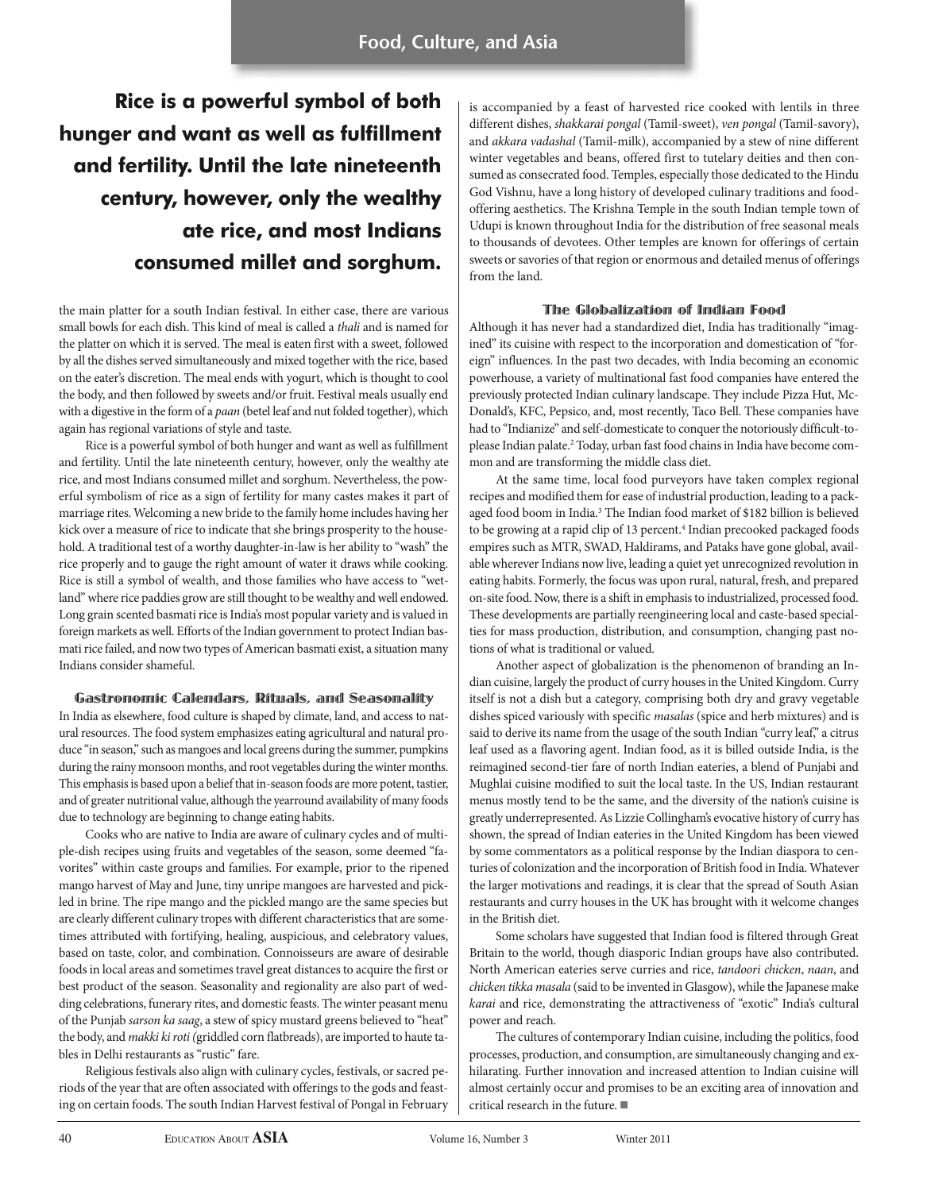**Rice is a powerful symbol of both hunger and want as well as fulfillment and fertility. Until the late nineteenth century, however, only the wealthy ate rice, and most Indians consumed millet and sorghum.**

the main platter for a south Indian festival. In either case, there are various small bowls for each dish. This kind of meal is called a *thali* and is named for the platter on which it is served. The meal is eaten first with a sweet, followed by all the dishes served simultaneously and mixed together with the rice, based on the eater's discretion. The meal ends with yogurt, which is thought to cool the body, and then followed by sweets and/or fruit. Festival meals usually end with a digestive in the form of a *paan* (betel leaf and nut folded together), which again has regional variations of style and taste.

Rice is a powerful symbol of both hunger and want as well as fulfillment and fertility. Until the late nineteenth century, however, only the wealthy ate rice, and most Indians consumed millet and sorghum. Nevertheless, the powerful symbolism of rice as a sign of fertility for many castes makes it part of marriage rites. Welcoming a new bride to the family home includes having her kick over a measure of rice to indicate that she brings prosperity to the household. A traditional test of a worthy daughter-in-law is her ability to "wash" the rice properly and to gauge the right amount of water it draws while cooking. Rice is still a symbol of wealth, and those families who have access to "wetland" where rice paddies grow are still thought to be wealthy and well endowed. Long grain scented basmati rice is India's most popular variety and is valued in foreign markets as well. Efforts of the Indian government to protect Indian basmati rice failed, and now two types of American basmati exist, a situation many Indians consider shameful.

## Gastronomic Calendars, Rituals, and Seasonality

In India as elsewhere, food culture is shaped by climate, land, and access to natural resources. The food system emphasizes eating agricultural and natural produce "in season," such as mangoes and local greens during the summer, pumpkins during the rainy monsoon months, and root vegetables during the winter months. This emphasis is based upon a belief that in-season foods are more potent, tastier, and of greater nutritional value, although the yearround availability of many foods due to technology are beginning to change eating habits.

Cooks who are native to India are aware of culinary cycles and of multiple-dish recipes using fruits and vegetables of the season, some deemed "favorites" within caste groups and families. For example, prior to the ripened mango harvest of May and June, tiny unripe mangoes are harvested and pickled in brine. The ripe mango and the pickled mango are the same species but are clearly different culinary tropes with different characteristics that are sometimes attributed with fortifying, healing, auspicious, and celebratory values, based on taste, color, and combination. Connoisseurs are aware of desirable foods in local areas and sometimes travel great distances to acquire the first or best product of the season. Seasonality and regionality are also part of wedding celebrations, funerary rites, and domestic feasts. The winter peasant menu of the Punjab *sarson ka saag*, a stew of spicy mustard greens believed to "heat" the body, and *makki ki roti* (griddled corn flatbreads), are imported to haute tables in Delhi restaurants as "rustic" fare.

Religious festivals also align with culinary cycles, festivals, or sacred periods of the year that are often associated with offerings to the gods and feasting on certain foods. The south Indian Harvest festival of Pongal in February is accompanied by a feast of harvested rice cooked with lentils in three different dishes, *shakkarai pongal* (Tamil-sweet), *ven pongal* (Tamil-savory), and *akkara vadashal* (Tamil-milk), accompanied by a stew of nine different winter vegetables and beans, offered first to tutelary deities and then consumed as consecrated food. Temples, especially those dedicated to the Hindu God Vishnu, have a long history of developed culinary traditions and food-offering aesthetics. The Krishna Temple in the south Indian temple town of Udupi is known throughout India for the distribution of free seasonal meals to thousands of devotees. Other temples are known for offerings of certain sweets or savories of that region or enormous and detailed menus of offerings from the land.

## The Globalization of Indian Food

Although it has never had a standardized diet, India has traditionally "imagined" its cuisine with respect to the incorporation and domestication of "foreign" influences. In the past two decades, with India becoming an economic powerhouse, a variety of multinational fast food companies have entered the previously protected Indian culinary landscape. They include Pizza Hut, McDonald's, KFC, Pepsico, and, most recently, Taco Bell. These companies have had to "Indianize" and self-domesticate to conquer the notoriously difficult-to-please Indian palate.[2] Today, urban fast food chains in India have become common and are transforming the middle class diet.

At the same time, local food purveyors have taken complex regional recipes and modified them for ease of industrial production, leading to a packaged food boom in India.[3] The Indian food market of $182 billion is believed to be growing at a rapid clip of 13 percent.[4] Indian precooked packaged foods empires such as MTR, SWAD, Haldirams, and Pataks have gone global, available wherever Indians now live, leading a quiet yet unrecognized revolution in eating habits. Formerly, the focus was upon rural, natural, fresh, and prepared on-site food. Now, there is a shift in emphasis to industrialized, processed food. These developments are partially reengineering local and caste-based specialties for mass production, distribution, and consumption, changing past notions of what is traditional or valued.

Another aspect of globalization is the phenomenon of branding an Indian cuisine, largely the product of curry houses in the United Kingdom. Curry itself is not a dish but a category, comprising both dry and gravy vegetable dishes spiced variously with specific *masalas* (spice and herb mixtures) and is said to derive its name from the usage of the south Indian "curry leaf," a citrus leaf used as a flavoring agent. Indian food, as it is billed outside India, is the reimagined second-tier fare of north Indian eateries, a blend of Punjabi and Mughlai cuisine modified to suit the local taste. In the US, Indian restaurant menus mostly tend to be the same, and the diversity of the nation's cuisine is greatly underrepresented. As Lizzie Collingham's evocative history of curry has shown, the spread of Indian eateries in the United Kingdom has been viewed by some commentators as a political response by the Indian diaspora to centuries of colonization and the incorporation of British food in India. Whatever the larger motivations and readings, it is clear that the spread of South Asian restaurants and curry houses in the UK has brought with it welcome changes in the British diet.

Some scholars have suggested that Indian food is filtered through Great Britain to the world, though diasporic Indian groups have also contributed. North American eateries serve curries and rice, *tandoori chicken*, *naan*, and *chicken tikka masala* (said to be invented in Glasgow), while the Japanese make *karai* and rice, demonstrating the attractiveness of "exotic" India's cultural power and reach.

The cultures of contemporary Indian cuisine, including the politics, food processes, production, and consumption, are simultaneously changing and exhilarating. Further innovation and increased attention to Indian cuisine will almost certainly occur and promises to be an exciting area of innovation and critical research in the future. ■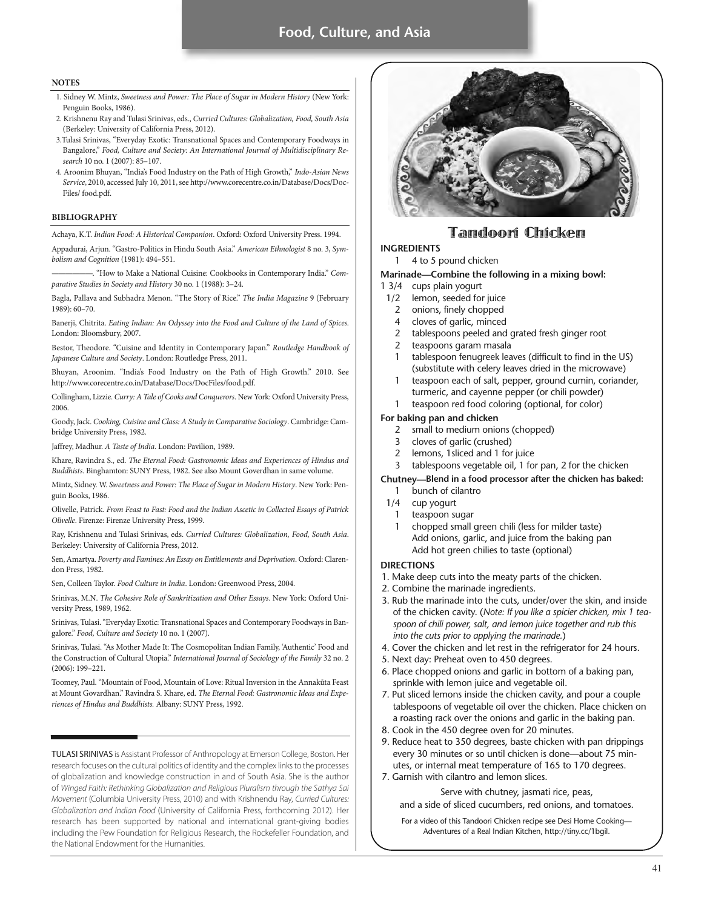## NOTES

1. Sidney W. Mintz, *Sweetness and Power: The Place of Sugar in Modern History* (New York: Penguin Books, 1986).
2. Krishnenu Ray and Tulasi Srinivas, eds., *Curried Cultures: Globalization, Food, South Asia* (Berkeley: University of California Press, 2012).
3. Tulasi Srinivas, "Everyday Exotic: Transnational Spaces and Contemporary Foodways in Bangalore," *Food, Culture and Society: An International Journal of Multidisciplinary Research* 10 no. 1 (2007): 85–107.
4. Aroonim Bhuyan, "India's Food Industry on the Path of High Growth," *Indo-Asian News Service*, 2010, accessed July 10, 2011, see http://www.corecentre.co.in/Database/Docs/DocFiles/ food.pdf.

## BIBLIOGRAPHY

Achaya, K.T. *Indian Food: A Historical Companion*. Oxford: Oxford University Press. 1994.

Appadurai, Arjun. "Gastro-Politics in Hindu South Asia." *American Ethnologist* 8 no. 3, *Symbolism and Cognition* (1981): 494–551.

————. "How to Make a National Cuisine: Cookbooks in Contemporary India." *Comparative Studies in Society and History* 30 no. 1 (1988): 3–24.

Bagla, Pallava and Subhadra Menon. "The Story of Rice." *The India Magazine* 9 (February 1989): 60–70.

Banerji, Chitrita. *Eating Indian: An Odyssey into the Food and Culture of the Land of Spices*. London: Bloomsbury, 2007.

Bestor, Theodore. "Cuisine and Identity in Contemporary Japan." *Routledge Handbook of Japanese Culture and Society*. London: Routledge Press, 2011.

Bhuyan, Aroonim. "India's Food Industry on the Path of High Growth." 2010. See http://www.corecentre.co.in/Database/Docs/DocFiles/food.pdf.

Collingham, Lizzie. *Curry: A Tale of Cooks and Conquerors*. New York: Oxford University Press, 2006.

Goody, Jack. *Cooking, Cuisine and Class: A Study in Comparative Sociology*. Cambridge: Cambridge University Press, 1982.

Jaffrey, Madhur. *A Taste of India*. London: Pavilion, 1989.

Khare, Ravindra S., ed. *The Eternal Food: Gastronomic Ideas and Experiences of Hindus and Buddhists*. Binghamton: SUNY Press, 1982. See also Mount Goverdhan in same volume.

Mintz, Sidney. W. *Sweetness and Power: The Place of Sugar in Modern History*. New York: Penguin Books, 1986.

Olivelle, Patrick. *From Feast to Fast: Food and the Indian Ascetic in Collected Essays of Patrick Olivelle*. Firenze: Firenze University Press, 1999.

Ray, Krishnenu and Tulasi Srinivas, eds. *Curried Cultures: Globalization, Food, South Asia*. Berkeley: University of California Press, 2012.

Sen, Amartya. *Poverty and Famines: An Essay on Entitlements and Deprivation*. Oxford: Clarendon Press, 1982.

Sen, Colleen Taylor. *Food Culture in India*. London: Greenwood Press, 2004.

Srinivas, M.N. *The Cohesive Role of Sankritization and Other Essays*. New York: Oxford University Press, 1989, 1962.

Srinivas, Tulasi. "Everyday Exotic: Transnational Spaces and Contemporary Foodways in Bangalore." *Food, Culture and Society* 10 no. 1 (2007).

Srinivas, Tulasi. "As Mother Made It: The Cosmopolitan Indian Family, 'Authentic' Food and the Construction of Cultural Utopia." *International Journal of Sociology of the Family* 32 no. 2 (2006): 199–221.

Toomey, Paul. "Mountain of Food, Mountain of Love: Ritual Inversion in the Annakūta Feast at Mount Govardhan." Ravindra S. Khare, ed. *The Eternal Food: Gastronomic Ideas and Experiences of Hindus and Buddhists.* Albany: SUNY Press, 1992.

---

TULASI SRINIVAS is Assistant Professor of Anthropology at Emerson College, Boston. Her research focuses on the cultural politics of identity and the complex links to the processes of globalization and knowledge construction in and of South Asia. She is the author of *Winged Faith: Rethinking Globalization and Religious Pluralism through the Sathya Sai Movement* (Columbia University Press, 2010) and with Krishnendu Ray, *Curried Cultures: Globalization and Indian Food* (University of California Press, forthcoming 2012). Her research has been supported by national and international grant-giving bodies including the Pew Foundation for Religious Research, the Rockefeller Foundation, and the National Endowment for the Humanities.

## Tandoori Chicken

### INGREDIENTS

- 1 4 to 5 pound chicken

**Marinade—Combine the following in a mixing bowl:**

- 1 3/4 cups plain yogurt
- 1/2 lemon, seeded for juice
- 2 onions, finely chopped
- 4 cloves of garlic, minced
- 2 tablespoons peeled and grated fresh ginger root
- 2 teaspoons garam masala
- 1 tablespoon fenugreek leaves (difficult to find in the US) (substitute with celery leaves dried in the microwave)
- 1 teaspoon each of salt, pepper, ground cumin, coriander, turmeric, and cayenne pepper (or chili powder)
- 1 teaspoon red food coloring (optional, for color)

**For baking pan and chicken**

- 2 small to medium onions (chopped)
- 3 cloves of garlic (crushed)
- 2 lemons, 1sliced and 1 for juice
- 3 tablespoons vegetable oil, 1 for pan, 2 for the chicken

**Chutney—Blend in a food processor after the chicken has baked:**

- 1 bunch of cilantro
- 1/4 cup yogurt
- 1 teaspoon sugar
- 1 chopped small green chili (less for milder taste)
  Add onions, garlic, and juice from the baking pan
  Add hot green chilies to taste (optional)

### DIRECTIONS

1. Make deep cuts into the meaty parts of the chicken.
2. Combine the marinade ingredients.
3. Rub the marinade into the cuts, under/over the skin, and inside of the chicken cavity. (*Note: If you like a spicier chicken, mix 1 teaspoon of chili power, salt, and lemon juice together and rub this into the cuts prior to applying the marinade.*)
4. Cover the chicken and let rest in the refrigerator for 24 hours.
5. Next day: Preheat oven to 450 degrees.
6. Place chopped onions and garlic in bottom of a baking pan, sprinkle with lemon juice and vegetable oil.
7. Put sliced lemons inside the chicken cavity, and pour a couple tablespoons of vegetable oil over the chicken. Place chicken on a roasting rack over the onions and garlic in the baking pan.
8. Cook in the 450 degree oven for 20 minutes.
9. Reduce heat to 350 degrees, baste chicken with pan drippings every 30 minutes or so until chicken is done—about 75 minutes, or internal meat temperature of 165 to 170 degrees.
7. Garnish with cilantro and lemon slices.

Serve with chutney, jasmati rice, peas, and a side of sliced cucumbers, red onions, and tomatoes.

For a video of this Tandoori Chicken recipe see Desi Home Cooking—Adventures of a Real Indian Kitchen, http://tiny.cc/1bgil.